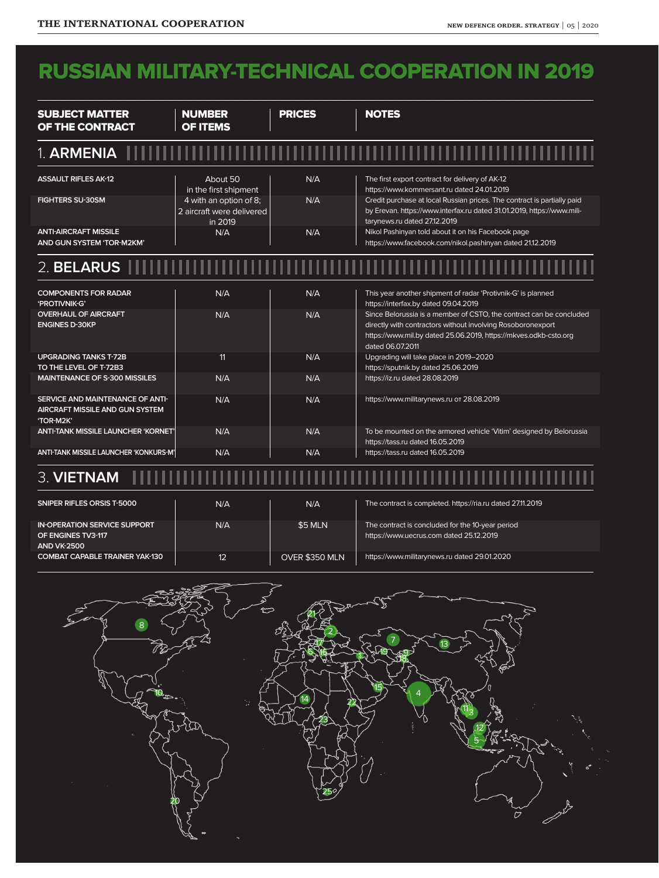# RUSSIAN MILITARY-TECHNICAL COOPERATION IN 2019

| SUBJECT MATTER OF THE CONTRACT | NUMBER OF ITEMS | PRICES | NOTES |
|---|---|---|---|
| **1. ARMENIA** | | | |
| ASSAULT RIFLES AK-12 | About 50 in the first shipment | N/A | The first export contract for delivery of AK-12 https://www.kommersant.ru dated 24.01.2019 |
| FIGHTERS SU-30SM | 4 with an option of 8; 2 aircraft were delivered in 2019 | N/A | Credit purchase at local Russian prices. The contract is partially paid by Erevan. https://www.interfax.ru dated 31.01.2019, https://www.militarynews.ru dated 27.12.2019 |
| ANTI-AIRCRAFT MISSILE AND GUN SYSTEM 'TOR-M2KM' | N/A | N/A | Nikol Pashinyan told about it on his Facebook page https://www.facebook.com/nikol.pashinyan dated 21.12.2019 |
| **2. BELARUS** | | | |
| COMPONENTS FOR RADAR 'PROTIVNIK-G' | N/A | N/A | This year another shipment of radar 'Protivnik-G' is planned https://interfax.by dated 09.04.2019 |
| OVERHAUL OF AIRCRAFT ENGINES D-30KP | N/A | N/A | Since Belorussia is a member of CSTO, the contract can be concluded directly with contractors without involving Rosoboronexport https://www.mil.by dated 25.06.2019, https://mkves.odkb-csto.org dated 06.07.2011 |
| UPGRADING TANKS T-72B TO THE LEVEL OF T-72B3 | 11 | N/A | Upgrading will take place in 2019–2020 https://sputnik.by dated 25.06.2019 |
| MAINTENANCE OF S-300 MISSILES | N/A | N/A | https://iz.ru dated 28.08.2019 |
| SERVICE AND MAINTENANCE OF ANTI-AIRCRAFT MISSILE AND GUN SYSTEM 'TOR-M2K' | N/A | N/A | https://www.militarynews.ru от 28.08.2019 |
| ANTI-TANK MISSILE LAUNCHER 'KORNET' | N/A | N/A | To be mounted on the armored vehicle 'Vitim' designed by Belorussia https://tass.ru dated 16.05.2019 |
| ANTI-TANK MISSILE LAUNCHER 'KONKURS-M' | N/A | N/A | https://tass.ru dated 16.05.2019 |
| **3. VIETNAM** | | | |
| SNIPER RIFLES ORSIS T-5000 | N/A | N/A | The contract is completed. https://ria.ru dated 27.11.2019 |
| IN-OPERATION SERVICE SUPPORT OF ENGINES TV3-117 AND VK-2500 | N/A | $5 MLN | The contract is concluded for the 10-year period https://www.uecrus.com dated 25.12.2019 |
| COMBAT CAPABLE TRAINER YAK-130 | 12 | OVER $350 MLN | https://www.militarynews.ru dated 29.01.2020 |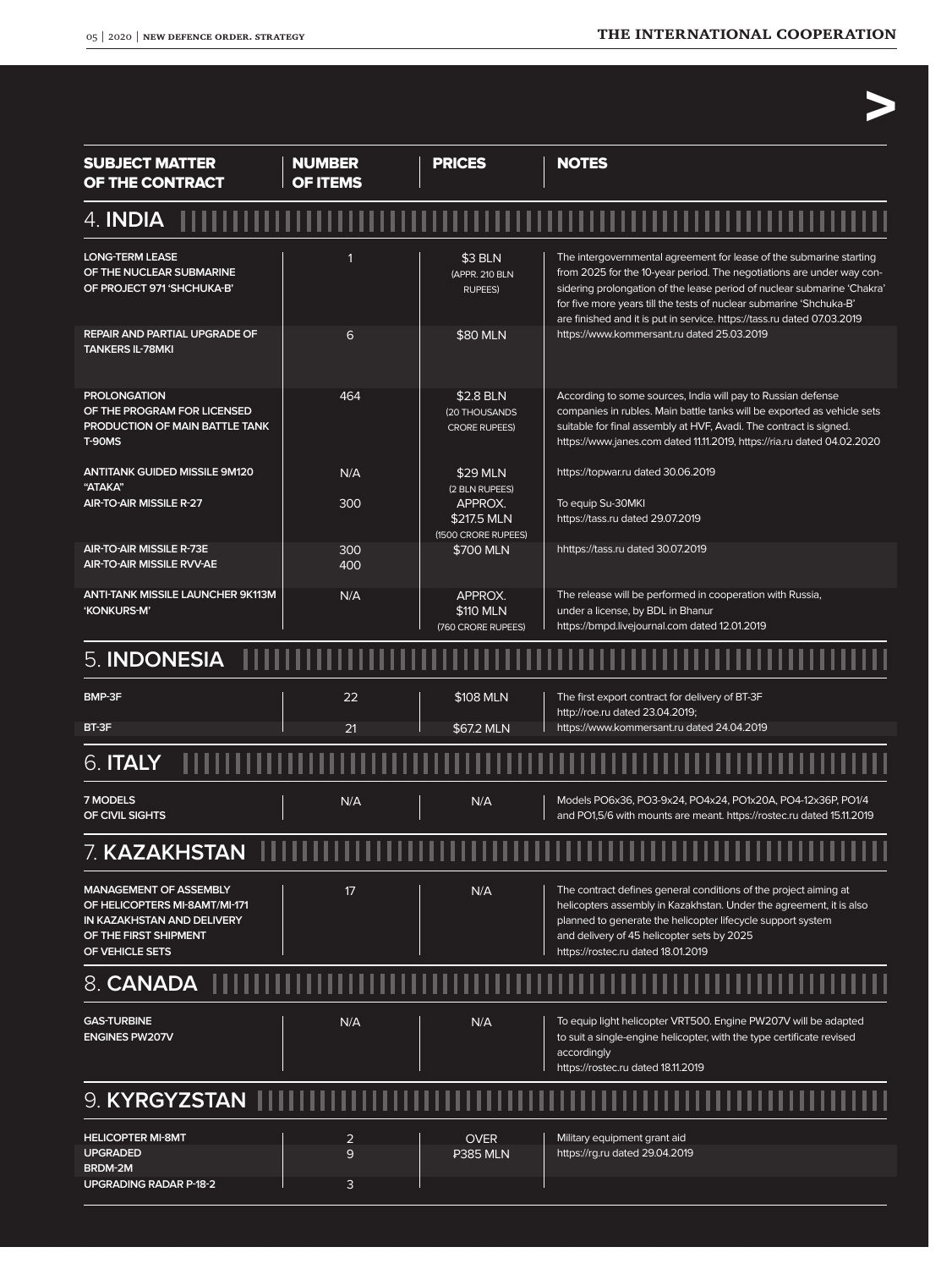| SUBJECT MATTER OF THE CONTRACT | NUMBER OF ITEMS | PRICES | NOTES |
|---|---|---|---|
| **4. INDIA** | | | |
| LONG-TERM LEASE OF THE NUCLEAR SUBMARINE OF PROJECT 971 'SHCHUKA-B' | 1 | $3 BLN (APPR. 210 BLN RUPEES) | The intergovernmental agreement for lease of the submarine starting from 2025 for the 10-year period. The negotiations are under way considering prolongation of the lease period of nuclear submarine 'Chakra' for five more years till the tests of nuclear submarine 'Shchuka-B' are finished and it is put in service. https://tass.ru dated 07.03.2019 |
| REPAIR AND PARTIAL UPGRADE OF TANKERS IL-78MKI | 6 | $80 MLN | https://www.kommersant.ru dated 25.03.2019 |
| PROLONGATION OF THE PROGRAM FOR LICENSED PRODUCTION OF MAIN BATTLE TANK T-90MS | 464 | $2.8 BLN (20 THOUSANDS CRORE RUPEES) | According to some sources, India will pay to Russian defense companies in rubles. Main battle tanks will be exported as vehicle sets suitable for final assembly at HVF, Avadi. The contract is signed. https://www.janes.com dated 11.11.2019, https://ria.ru dated 04.02.2020 |
| ANTITANK GUIDED MISSILE 9M120 "ATAKA" | N/A | $29 MLN (2 BLN RUPEES) | https://topwar.ru dated 30.06.2019 |
| AIR-TO-AIR MISSILE R-27 | 300 | APPROX. $217.5 MLN (1500 CRORE RUPEES) | To equip Su-30MKI https://tass.ru dated 29.07.2019 |
| AIR-TO-AIR MISSILE R-73E | 300 | $700 MLN | hhttps://tass.ru dated 30.07.2019 |
| AIR-TO-AIR MISSILE RVV-AE | 400 | | |
| ANTI-TANK MISSILE LAUNCHER 9K113M 'KONKURS-M' | N/A | APPROX. $110 MLN (760 CRORE RUPEES) | The release will be performed in cooperation with Russia, under a license, by BDL in Bhanur https://bmpd.livejournal.com dated 12.01.2019 |
| **5. INDONESIA** | | | |
| BMP-3F | 22 | $108 MLN | The first export contract for delivery of BT-3F http://roe.ru dated 23.04.2019; |
| BT-3F | 21 | $67.2 MLN | https://www.kommersant.ru dated 24.04.2019 |
| **6. ITALY** | | | |
| 7 MODELS OF CIVIL SIGHTS | N/A | N/A | Models PO6x36, PO3-9x24, PO4x24, PO1x20A, PO4-12x36P, PO1/4 and PO1,5/6 with mounts are meant. https://rostec.ru dated 15.11.2019 |
| **7. KAZAKHSTAN** | | | |
| MANAGEMENT OF ASSEMBLY OF HELICOPTERS MI-8AMT/MI-171 IN KAZAKHSTAN AND DELIVERY OF THE FIRST SHIPMENT OF VEHICLE SETS | 17 | N/A | The contract defines general conditions of the project aiming at helicopters assembly in Kazakhstan. Under the agreement, it is also planned to generate the helicopter lifecycle support system and delivery of 45 helicopter sets by 2025 https://rostec.ru dated 18.01.2019 |
| **8. CANADA** | | | |
| GAS-TURBINE ENGINES PW207V | N/A | N/A | To equip light helicopter VRT500. Engine PW207V will be adapted to suit a single-engine helicopter, with the type certificate revised accordingly https://rostec.ru dated 18.11.2019 |
| **9. KYRGYZSTAN** | | | |
| HELICOPTER MI-8MT | 2 | OVER ₽385 MLN | Military equipment grant aid https://rg.ru dated 29.04.2019 |
| UPGRADED BRDM-2M | 9 | | |
| UPGRADING RADAR P-18-2 | 3 | | |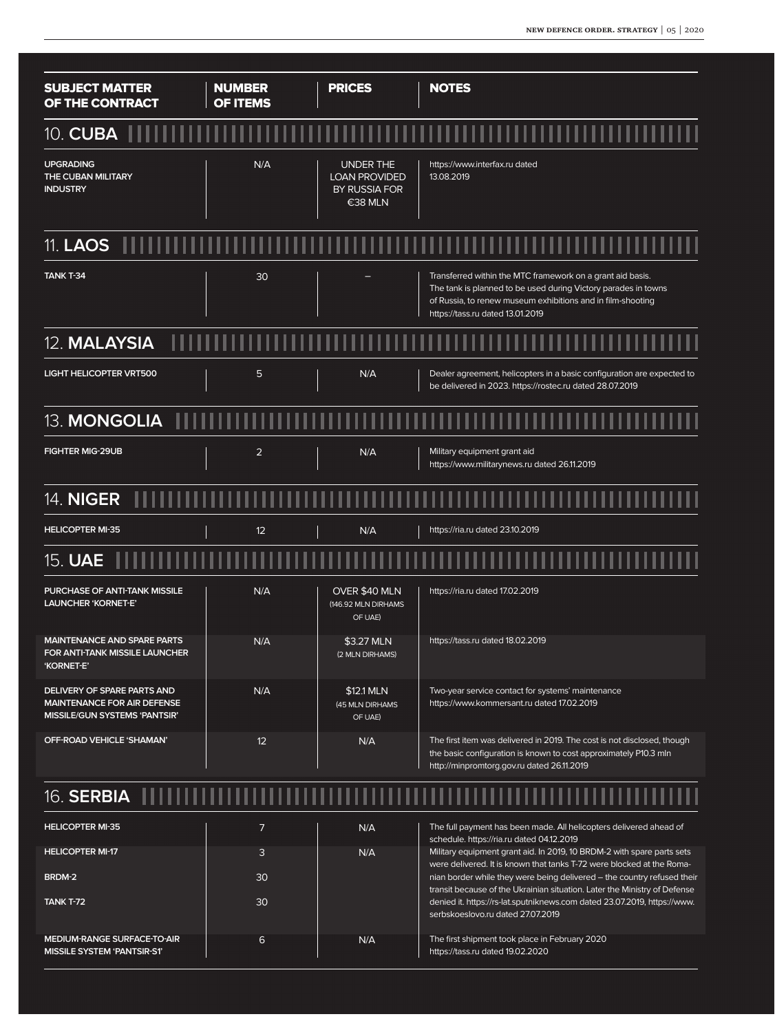| SUBJECT MATTER OF THE CONTRACT | NUMBER OF ITEMS | PRICES | NOTES |
|---|---|---|---|
| **10. CUBA** | | | |
| UPGRADING THE CUBAN MILITARY INDUSTRY | N/A | UNDER THE LOAN PROVIDED BY RUSSIA FOR €38 MLN | https://www.interfax.ru dated 13.08.2019 |
| **11. LAOS** | | | |
| TANK T-34 | 30 | – | Transferred within the MTC framework on a grant aid basis. The tank is planned to be used during Victory parades in towns of Russia, to renew museum exhibitions and in film-shooting https://tass.ru dated 13.01.2019 |
| **12. MALAYSIA** | | | |
| LIGHT HELICOPTER VRT500 | 5 | N/A | Dealer agreement, helicopters in a basic configuration are expected to be delivered in 2023. https://rostec.ru dated 28.07.2019 |
| **13. MONGOLIA** | | | |
| FIGHTER MIG-29UB | 2 | N/A | Military equipment grant aid https://www.militarynews.ru dated 26.11.2019 |
| **14. NIGER** | | | |
| HELICOPTER MI-35 | 12 | N/A | https://ria.ru dated 23.10.2019 |
| **15. UAE** | | | |
| PURCHASE OF ANTI-TANK MISSILE LAUNCHER 'KORNET-E' | N/A | OVER $40 MLN (146.92 MLN DIRHAMS OF UAE) | https://ria.ru dated 17.02.2019 |
| MAINTENANCE AND SPARE PARTS FOR ANTI-TANK MISSILE LAUNCHER 'KORNET-E' | N/A | $3.27 MLN (2 MLN DIRHAMS) | https://tass.ru dated 18.02.2019 |
| DELIVERY OF SPARE PARTS AND MAINTENANCE FOR AIR DEFENSE MISSILE/GUN SYSTEMS 'PANTSIR' | N/A | $12.1 MLN (45 MLN DIRHAMS OF UAE) | Two-year service contact for systems' maintenance https://www.kommersant.ru dated 17.02.2019 |
| OFF-ROAD VEHICLE 'SHAMAN' | 12 | N/A | The first item was delivered in 2019. The cost is not disclosed, though the basic configuration is known to cost approximately P10.3 mln http://minpromtorg.gov.ru dated 26.11.2019 |
| **16. SERBIA** | | | |
| HELICOPTER MI-35 | 7 | N/A | The full payment has been made. All helicopters delivered ahead of schedule. https://ria.ru dated 04.12.2019 |
| HELICOPTER MI-17 | 3 | N/A | Military equipment grant aid. In 2019, 10 BRDM-2 with spare parts sets were delivered. It is known that tanks T-72 were blocked at the Romanian border while they were being delivered – the country refused their transit because of the Ukrainian situation. Later the Ministry of Defense denied it. https://rs-lat.sputniknews.com dated 23.07.2019, https://www.serbskoeslovo.ru dated 27.07.2019 |
| BRDM-2 | 30 | | |
| TANK T-72 | 30 | | |
| MEDIUM-RANGE SURFACE-TO-AIR MISSILE SYSTEM 'PANTSIR-S1' | 6 | N/A | The first shipment took place in February 2020 https://tass.ru dated 19.02.2020 |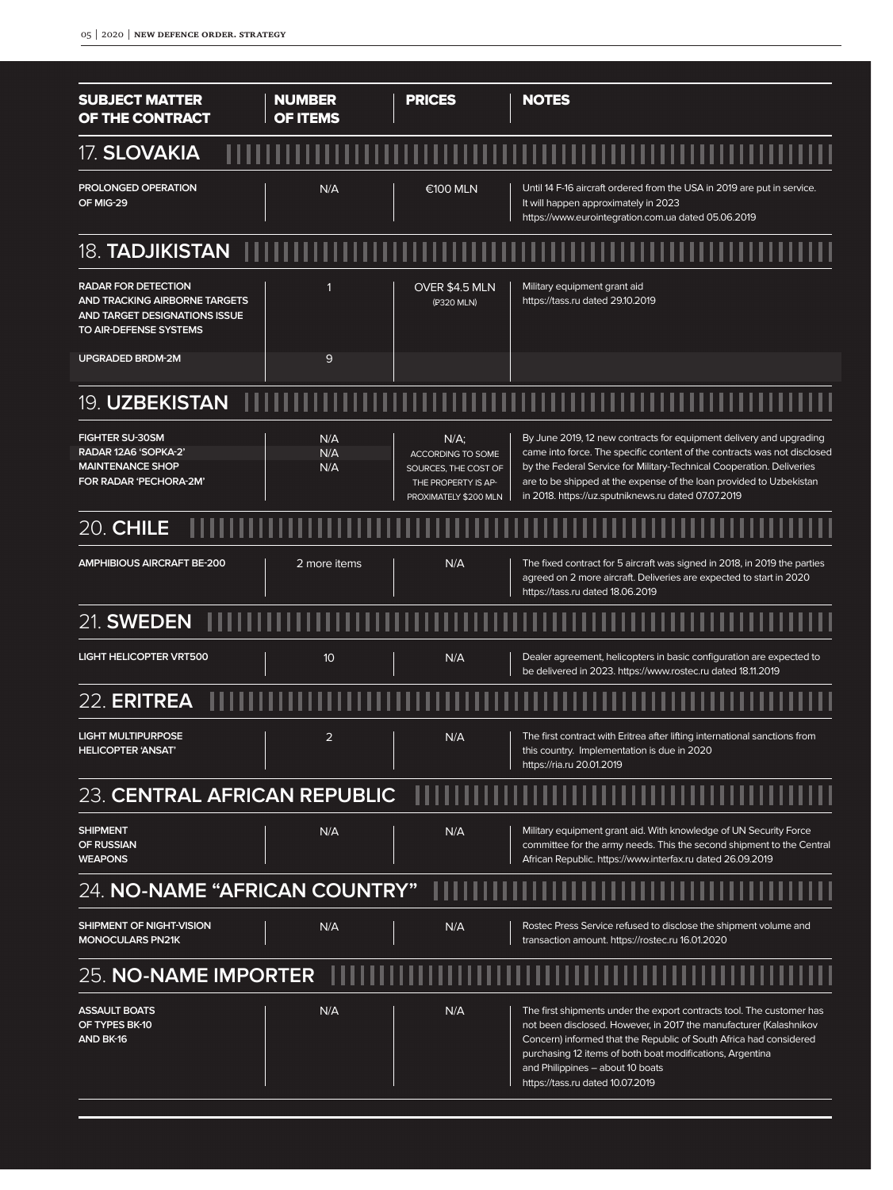| SUBJECT MATTER OF THE CONTRACT | NUMBER OF ITEMS | PRICES | NOTES |
| --- | --- | --- | --- |
| **17. SLOVAKIA** | | | |
| PROLONGED OPERATION OF MIG-29 | N/A | €100 MLN | Until 14 F-16 aircraft ordered from the USA in 2019 are put in service. It will happen approximately in 2023 https://www.eurointegration.com.ua dated 05.06.2019 |
| **18. TADJIKISTAN** | | | |
| RADAR FOR DETECTION AND TRACKING AIRBORNE TARGETS AND TARGET DESIGNATIONS ISSUE TO AIR-DEFENSE SYSTEMS | 1 | OVER $4.5 MLN (₽320 MLN) | Military equipment grant aid https://tass.ru dated 29.10.2019 |
| UPGRADED BRDM-2M | 9 | | |
| **19. UZBEKISTAN** | | | |
| FIGHTER SU-30SM<br>RADAR 12A6 'SOPKA-2'<br>MAINTENANCE SHOP FOR RADAR 'PECHORA-2M' | N/A<br>N/A<br>N/A | N/A; ACCORDING TO SOME SOURCES, THE COST OF THE PROPERTY IS APPROXIMATELY $200 MLN | By June 2019, 12 new contracts for equipment delivery and upgrading came into force. The specific content of the contracts was not disclosed by the Federal Service for Military-Technical Cooperation. Deliveries are to be shipped at the expense of the loan provided to Uzbekistan in 2018. https://uz.sputniknews.ru dated 07.07.2019 |
| **20. CHILE** | | | |
| AMPHIBIOUS AIRCRAFT BE-200 | 2 more items | N/A | The fixed contract for 5 aircraft was signed in 2018, in 2019 the parties agreed on 2 more aircraft. Deliveries are expected to start in 2020 https://tass.ru dated 18.06.2019 |
| **21. SWEDEN** | | | |
| LIGHT HELICOPTER VRT500 | 10 | N/A | Dealer agreement, helicopters in basic configuration are expected to be delivered in 2023. https://www.rostec.ru dated 18.11.2019 |
| **22. ERITREA** | | | |
| LIGHT MULTIPURPOSE HELICOPTER 'ANSAT' | 2 | N/A | The first contract with Eritrea after lifting international sanctions from this country. Implementation is due in 2020 https://ria.ru 20.01.2019 |
| **23. CENTRAL AFRICAN REPUBLIC** | | | |
| SHIPMENT OF RUSSIAN WEAPONS | N/A | N/A | Military equipment grant aid. With knowledge of UN Security Force committee for the army needs. This the second shipment to the Central African Republic. https://www.interfax.ru dated 26.09.2019 |
| **24. NO-NAME "AFRICAN COUNTRY"** | | | |
| SHIPMENT OF NIGHT-VISION MONOCULARS PN21K | N/A | N/A | Rostec Press Service refused to disclose the shipment volume and transaction amount. https://rostec.ru 16.01.2020 |
| **25. NO-NAME IMPORTER** | | | |
| ASSAULT BOATS OF TYPES BK-10 AND BK-16 | N/A | N/A | The first shipments under the export contracts tool. The customer has not been disclosed. However, in 2017 the manufacturer (Kalashnikov Concern) informed that the Republic of South Africa had considered purchasing 12 items of both boat modifications, Argentina and Philippines – about 10 boats https://tass.ru dated 10.07.2019 |